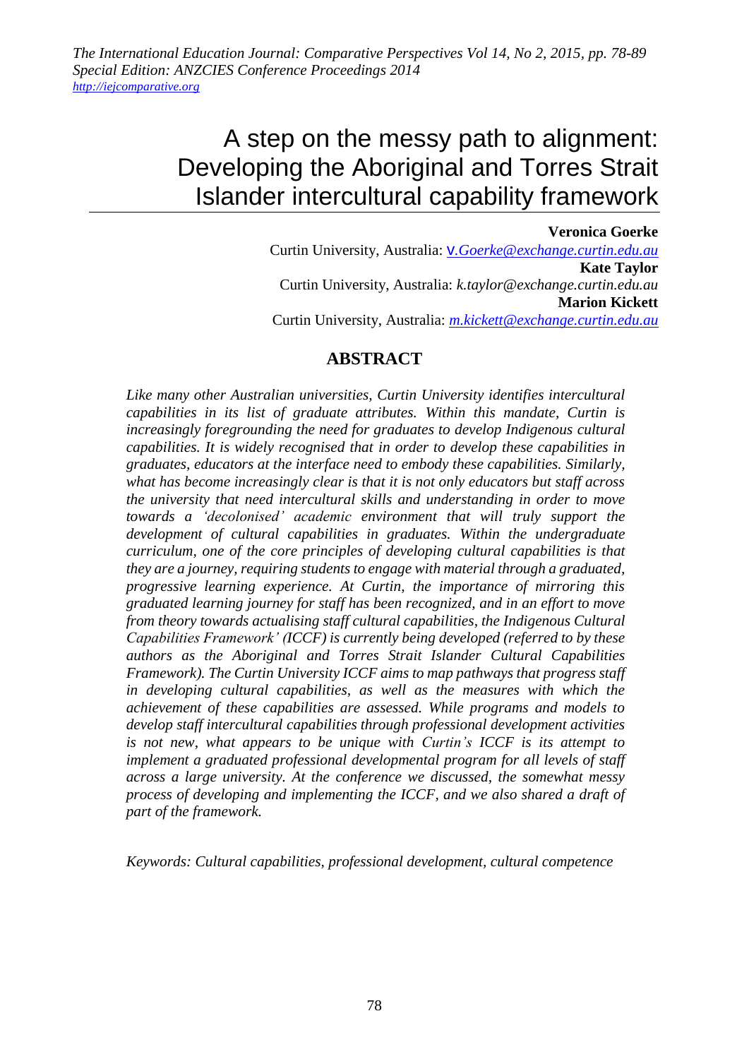# A step on the messy path to alignment: Developing the Aboriginal and Torres Strait Islander intercultural capability framework

**Veronica Goerke**
Curtin University, Australia: *v.Goerke@exchange.curtin.edu.au*
**Kate Taylor**
Curtin University, Australia: *k.taylor@exchange.curtin.edu.au*
**Marion Kickett**
Curtin University, Australia: *m.kickett@exchange.curtin.edu.au*

## ABSTRACT

*Like many other Australian universities, Curtin University identifies intercultural capabilities in its list of graduate attributes. Within this mandate, Curtin is increasingly foregrounding the need for graduates to develop Indigenous cultural capabilities. It is widely recognised that in order to develop these capabilities in graduates, educators at the interface need to embody these capabilities. Similarly, what has become increasingly clear is that it is not only educators but staff across the university that need intercultural skills and understanding in order to move towards a 'decolonised' academic environment that will truly support the development of cultural capabilities in graduates. Within the undergraduate curriculum, one of the core principles of developing cultural capabilities is that they are a journey, requiring students to engage with material through a graduated, progressive learning experience. At Curtin, the importance of mirroring this graduated learning journey for staff has been recognized, and in an effort to move from theory towards actualising staff cultural capabilities, the Indigenous Cultural Capabilities Framework' (ICCF) is currently being developed (referred to by these authors as the Aboriginal and Torres Strait Islander Cultural Capabilities Framework). The Curtin University ICCF aims to map pathways that progress staff in developing cultural capabilities, as well as the measures with which the achievement of these capabilities are assessed. While programs and models to develop staff intercultural capabilities through professional development activities is not new, what appears to be unique with Curtin's ICCF is its attempt to implement a graduated professional developmental program for all levels of staff across a large university. At the conference we discussed, the somewhat messy process of developing and implementing the ICCF, and we also shared a draft of part of the framework.*

*Keywords: Cultural capabilities, professional development, cultural competence*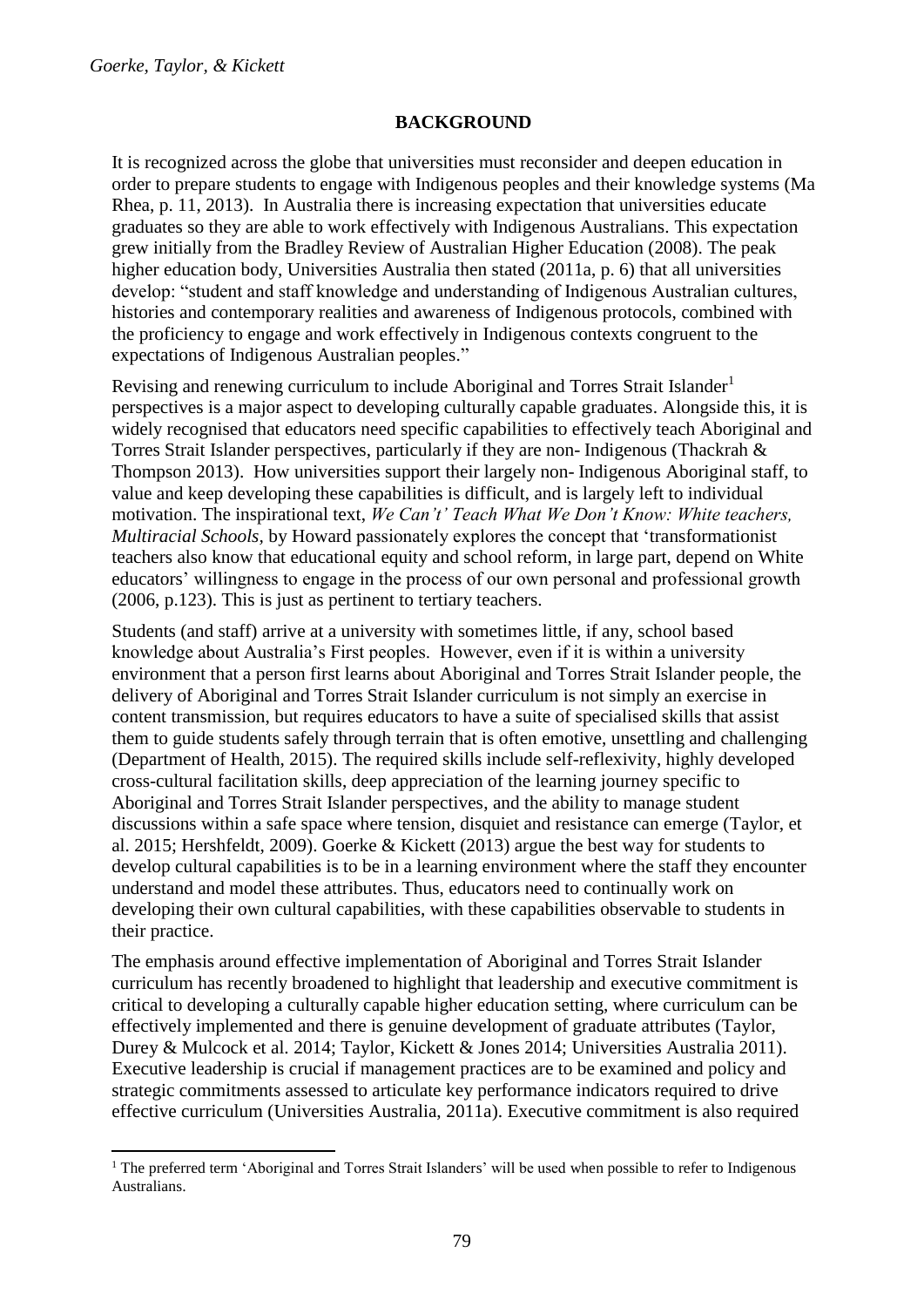## BACKGROUND

It is recognized across the globe that universities must reconsider and deepen education in order to prepare students to engage with Indigenous peoples and their knowledge systems (Ma Rhea, p. 11, 2013). In Australia there is increasing expectation that universities educate graduates so they are able to work effectively with Indigenous Australians. This expectation grew initially from the Bradley Review of Australian Higher Education (2008). The peak higher education body, Universities Australia then stated (2011a, p. 6) that all universities develop: "student and staff knowledge and understanding of Indigenous Australian cultures, histories and contemporary realities and awareness of Indigenous protocols, combined with the proficiency to engage and work effectively in Indigenous contexts congruent to the expectations of Indigenous Australian peoples."

Revising and renewing curriculum to include Aboriginal and Torres Strait Islander[1] perspectives is a major aspect to developing culturally capable graduates. Alongside this, it is widely recognised that educators need specific capabilities to effectively teach Aboriginal and Torres Strait Islander perspectives, particularly if they are non- Indigenous (Thackrah & Thompson 2013). How universities support their largely non- Indigenous Aboriginal staff, to value and keep developing these capabilities is difficult, and is largely left to individual motivation. The inspirational text, *We Can't' Teach What We Don't Know: White teachers, Multiracial Schools,* by Howard passionately explores the concept that 'transformationist teachers also know that educational equity and school reform, in large part, depend on White educators' willingness to engage in the process of our own personal and professional growth (2006, p.123). This is just as pertinent to tertiary teachers.

Students (and staff) arrive at a university with sometimes little, if any, school based knowledge about Australia's First peoples. However, even if it is within a university environment that a person first learns about Aboriginal and Torres Strait Islander people, the delivery of Aboriginal and Torres Strait Islander curriculum is not simply an exercise in content transmission, but requires educators to have a suite of specialised skills that assist them to guide students safely through terrain that is often emotive, unsettling and challenging (Department of Health, 2015). The required skills include self-reflexivity, highly developed cross-cultural facilitation skills, deep appreciation of the learning journey specific to Aboriginal and Torres Strait Islander perspectives, and the ability to manage student discussions within a safe space where tension, disquiet and resistance can emerge (Taylor, et al. 2015; Hershfeldt, 2009). Goerke & Kickett (2013) argue the best way for students to develop cultural capabilities is to be in a learning environment where the staff they encounter understand and model these attributes. Thus, educators need to continually work on developing their own cultural capabilities, with these capabilities observable to students in their practice.

The emphasis around effective implementation of Aboriginal and Torres Strait Islander curriculum has recently broadened to highlight that leadership and executive commitment is critical to developing a culturally capable higher education setting, where curriculum can be effectively implemented and there is genuine development of graduate attributes (Taylor, Durey & Mulcock et al. 2014; Taylor, Kickett & Jones 2014; Universities Australia 2011). Executive leadership is crucial if management practices are to be examined and policy and strategic commitments assessed to articulate key performance indicators required to drive effective curriculum (Universities Australia, 2011a). Executive commitment is also required

[1] The preferred term 'Aboriginal and Torres Strait Islanders' will be used when possible to refer to Indigenous Australians.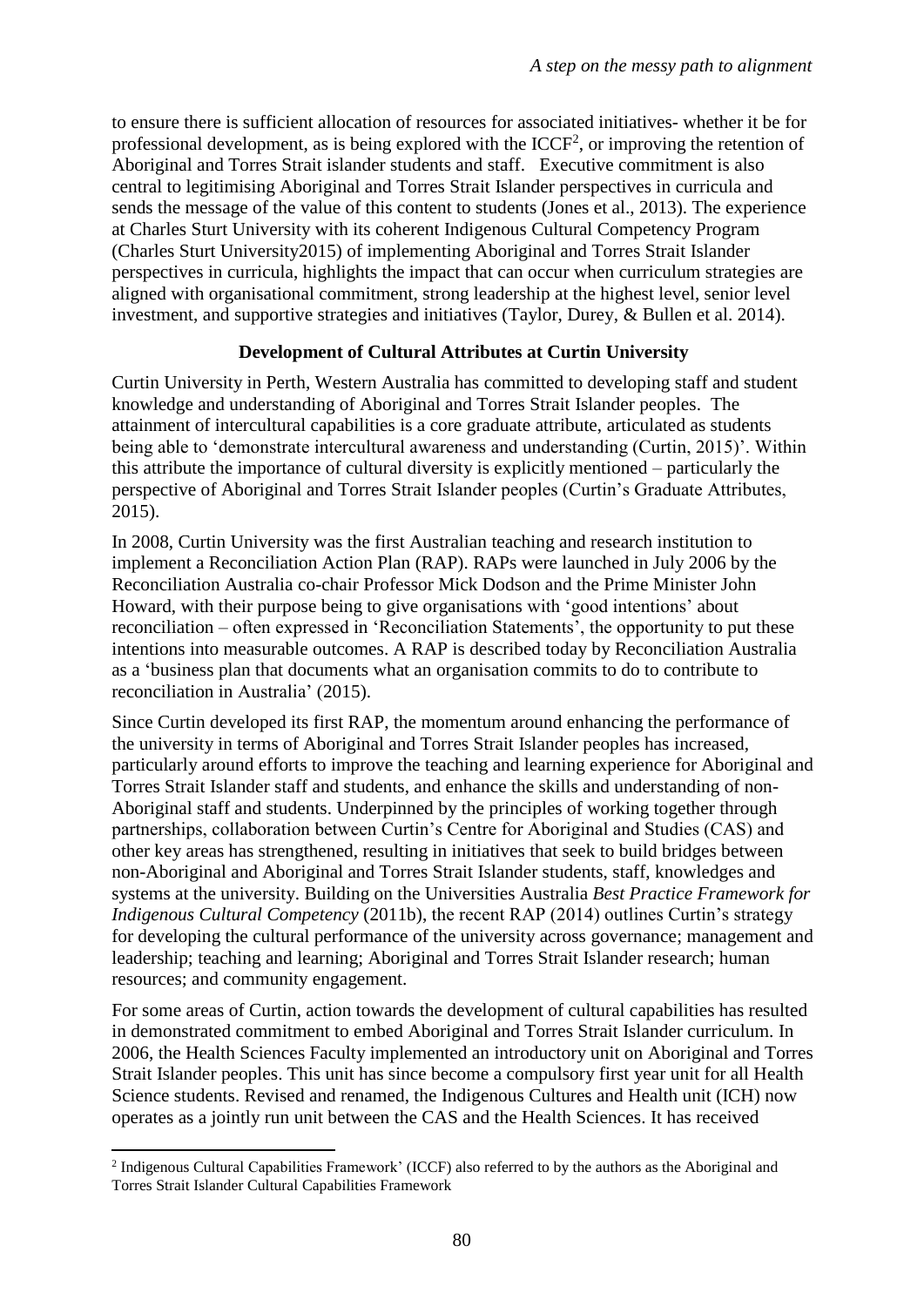to ensure there is sufficient allocation of resources for associated initiatives- whether it be for professional development, as is being explored with the ICCF[2], or improving the retention of Aboriginal and Torres Strait islander students and staff. Executive commitment is also central to legitimising Aboriginal and Torres Strait Islander perspectives in curricula and sends the message of the value of this content to students (Jones et al., 2013). The experience at Charles Sturt University with its coherent Indigenous Cultural Competency Program (Charles Sturt University2015) of implementing Aboriginal and Torres Strait Islander perspectives in curricula, highlights the impact that can occur when curriculum strategies are aligned with organisational commitment, strong leadership at the highest level, senior level investment, and supportive strategies and initiatives (Taylor, Durey, & Bullen et al. 2014).

## Development of Cultural Attributes at Curtin University

Curtin University in Perth, Western Australia has committed to developing staff and student knowledge and understanding of Aboriginal and Torres Strait Islander peoples. The attainment of intercultural capabilities is a core graduate attribute, articulated as students being able to 'demonstrate intercultural awareness and understanding (Curtin, 2015)'. Within this attribute the importance of cultural diversity is explicitly mentioned – particularly the perspective of Aboriginal and Torres Strait Islander peoples (Curtin's Graduate Attributes, 2015).

In 2008, Curtin University was the first Australian teaching and research institution to implement a Reconciliation Action Plan (RAP). RAPs were launched in July 2006 by the Reconciliation Australia co-chair Professor Mick Dodson and the Prime Minister John Howard, with their purpose being to give organisations with 'good intentions' about reconciliation – often expressed in 'Reconciliation Statements', the opportunity to put these intentions into measurable outcomes. A RAP is described today by Reconciliation Australia as a 'business plan that documents what an organisation commits to do to contribute to reconciliation in Australia' (2015).

Since Curtin developed its first RAP, the momentum around enhancing the performance of the university in terms of Aboriginal and Torres Strait Islander peoples has increased, particularly around efforts to improve the teaching and learning experience for Aboriginal and Torres Strait Islander staff and students, and enhance the skills and understanding of non-Aboriginal staff and students. Underpinned by the principles of working together through partnerships, collaboration between Curtin's Centre for Aboriginal and Studies (CAS) and other key areas has strengthened, resulting in initiatives that seek to build bridges between non-Aboriginal and Aboriginal and Torres Strait Islander students, staff, knowledges and systems at the university. Building on the Universities Australia *Best Practice Framework for Indigenous Cultural Competency* (2011b), the recent RAP (2014) outlines Curtin's strategy for developing the cultural performance of the university across governance; management and leadership; teaching and learning; Aboriginal and Torres Strait Islander research; human resources; and community engagement.

For some areas of Curtin, action towards the development of cultural capabilities has resulted in demonstrated commitment to embed Aboriginal and Torres Strait Islander curriculum. In 2006, the Health Sciences Faculty implemented an introductory unit on Aboriginal and Torres Strait Islander peoples. This unit has since become a compulsory first year unit for all Health Science students. Revised and renamed, the Indigenous Cultures and Health unit (ICH) now operates as a jointly run unit between the CAS and the Health Sciences. It has received

---

[2] Indigenous Cultural Capabilities Framework' (ICCF) also referred to by the authors as the Aboriginal and Torres Strait Islander Cultural Capabilities Framework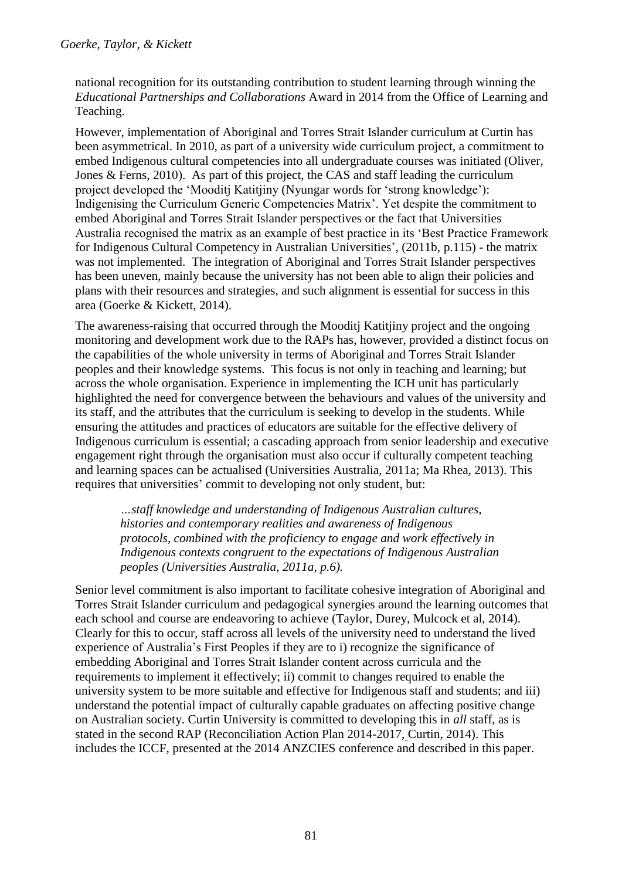national recognition for its outstanding contribution to student learning through winning the *Educational Partnerships and Collaborations* Award in 2014 from the Office of Learning and Teaching.

However, implementation of Aboriginal and Torres Strait Islander curriculum at Curtin has been asymmetrical. In 2010, as part of a university wide curriculum project, a commitment to embed Indigenous cultural competencies into all undergraduate courses was initiated (Oliver, Jones & Ferns, 2010). As part of this project, the CAS and staff leading the curriculum project developed the 'Mooditj Katitjiny (Nyungar words for 'strong knowledge'): Indigenising the Curriculum Generic Competencies Matrix'. Yet despite the commitment to embed Aboriginal and Torres Strait Islander perspectives or the fact that Universities Australia recognised the matrix as an example of best practice in its 'Best Practice Framework for Indigenous Cultural Competency in Australian Universities', (2011b, p.115) - the matrix was not implemented. The integration of Aboriginal and Torres Strait Islander perspectives has been uneven, mainly because the university has not been able to align their policies and plans with their resources and strategies, and such alignment is essential for success in this area (Goerke & Kickett, 2014).

The awareness-raising that occurred through the Mooditj Katitjiny project and the ongoing monitoring and development work due to the RAPs has, however, provided a distinct focus on the capabilities of the whole university in terms of Aboriginal and Torres Strait Islander peoples and their knowledge systems. This focus is not only in teaching and learning; but across the whole organisation. Experience in implementing the ICH unit has particularly highlighted the need for convergence between the behaviours and values of the university and its staff, and the attributes that the curriculum is seeking to develop in the students. While ensuring the attitudes and practices of educators are suitable for the effective delivery of Indigenous curriculum is essential; a cascading approach from senior leadership and executive engagement right through the organisation must also occur if culturally competent teaching and learning spaces can be actualised (Universities Australia, 2011a; Ma Rhea, 2013). This requires that universities' commit to developing not only student, but:

> *…staff knowledge and understanding of Indigenous Australian cultures, histories and contemporary realities and awareness of Indigenous protocols, combined with the proficiency to engage and work effectively in Indigenous contexts congruent to the expectations of Indigenous Australian peoples (Universities Australia, 2011a, p.6).*

Senior level commitment is also important to facilitate cohesive integration of Aboriginal and Torres Strait Islander curriculum and pedagogical synergies around the learning outcomes that each school and course are endeavoring to achieve (Taylor, Durey, Mulcock et al, 2014). Clearly for this to occur, staff across all levels of the university need to understand the lived experience of Australia's First Peoples if they are to i) recognize the significance of embedding Aboriginal and Torres Strait Islander content across curricula and the requirements to implement it effectively; ii) commit to changes required to enable the university system to be more suitable and effective for Indigenous staff and students; and iii) understand the potential impact of culturally capable graduates on affecting positive change on Australian society. Curtin University is committed to developing this in *all* staff, as is stated in the second RAP (Reconciliation Action Plan 2014-2017, Curtin, 2014). This includes the ICCF, presented at the 2014 ANZCIES conference and described in this paper.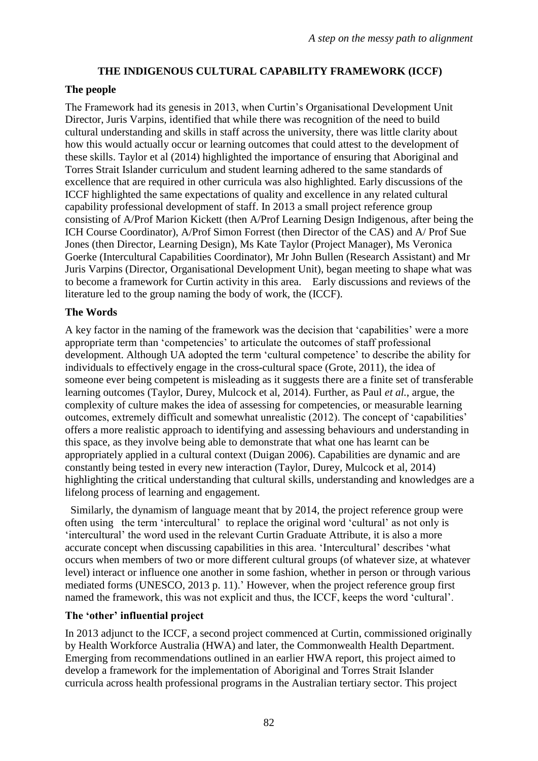## THE INDIGENOUS CULTURAL CAPABILITY FRAMEWORK (ICCF)

### The people

The Framework had its genesis in 2013, when Curtin's Organisational Development Unit Director, Juris Varpins, identified that while there was recognition of the need to build cultural understanding and skills in staff across the university, there was little clarity about how this would actually occur or learning outcomes that could attest to the development of these skills. Taylor et al (2014) highlighted the importance of ensuring that Aboriginal and Torres Strait Islander curriculum and student learning adhered to the same standards of excellence that are required in other curricula was also highlighted. Early discussions of the ICCF highlighted the same expectations of quality and excellence in any related cultural capability professional development of staff. In 2013 a small project reference group consisting of A/Prof Marion Kickett (then A/Prof Learning Design Indigenous, after being the ICH Course Coordinator), A/Prof Simon Forrest (then Director of the CAS) and A/ Prof Sue Jones (then Director, Learning Design), Ms Kate Taylor (Project Manager), Ms Veronica Goerke (Intercultural Capabilities Coordinator), Mr John Bullen (Research Assistant) and Mr Juris Varpins (Director, Organisational Development Unit), began meeting to shape what was to become a framework for Curtin activity in this area. Early discussions and reviews of the literature led to the group naming the body of work, the (ICCF).

### The Words

A key factor in the naming of the framework was the decision that 'capabilities' were a more appropriate term than 'competencies' to articulate the outcomes of staff professional development. Although UA adopted the term 'cultural competence' to describe the ability for individuals to effectively engage in the cross-cultural space (Grote, 2011), the idea of someone ever being competent is misleading as it suggests there are a finite set of transferable learning outcomes (Taylor, Durey, Mulcock et al, 2014). Further, as Paul *et al.*, argue, the complexity of culture makes the idea of assessing for competencies, or measurable learning outcomes, extremely difficult and somewhat unrealistic (2012). The concept of 'capabilities' offers a more realistic approach to identifying and assessing behaviours and understanding in this space, as they involve being able to demonstrate that what one has learnt can be appropriately applied in a cultural context (Duigan 2006). Capabilities are dynamic and are constantly being tested in every new interaction (Taylor, Durey, Mulcock et al, 2014) highlighting the critical understanding that cultural skills, understanding and knowledges are a lifelong process of learning and engagement.

Similarly, the dynamism of language meant that by 2014, the project reference group were often using the term 'intercultural' to replace the original word 'cultural' as not only is 'intercultural' the word used in the relevant Curtin Graduate Attribute, it is also a more accurate concept when discussing capabilities in this area. 'Intercultural' describes 'what occurs when members of two or more different cultural groups (of whatever size, at whatever level) interact or influence one another in some fashion, whether in person or through various mediated forms (UNESCO, 2013 p. 11).' However, when the project reference group first named the framework, this was not explicit and thus, the ICCF, keeps the word 'cultural'.

### The 'other' influential project

In 2013 adjunct to the ICCF, a second project commenced at Curtin, commissioned originally by Health Workforce Australia (HWA) and later, the Commonwealth Health Department. Emerging from recommendations outlined in an earlier HWA report, this project aimed to develop a framework for the implementation of Aboriginal and Torres Strait Islander curricula across health professional programs in the Australian tertiary sector. This project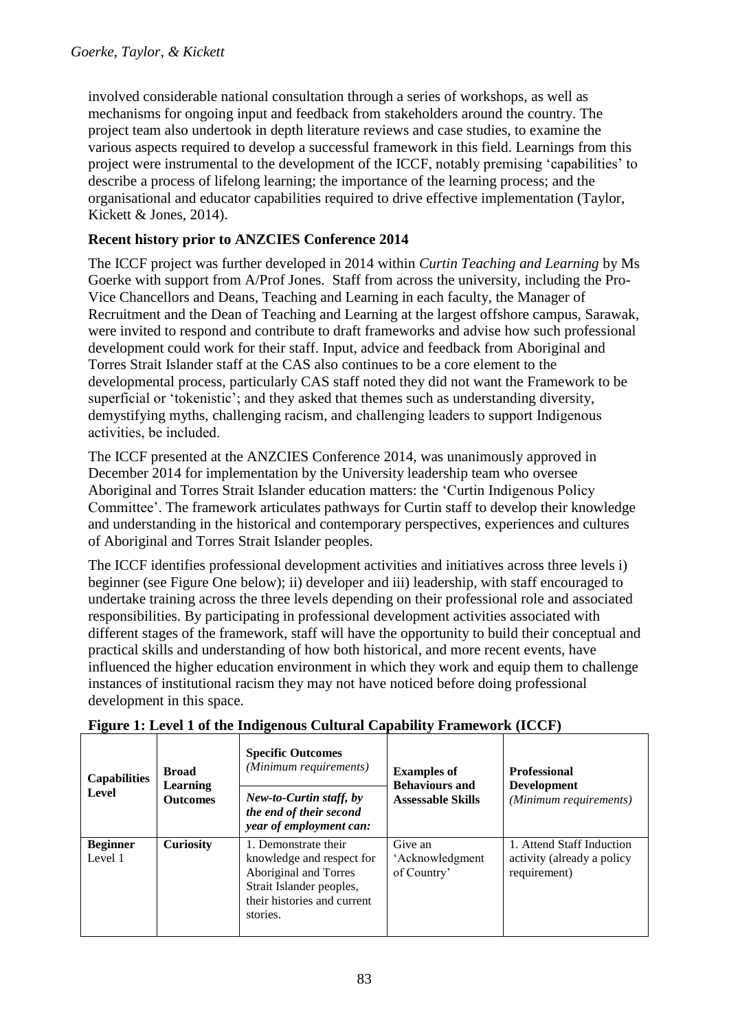involved considerable national consultation through a series of workshops, as well as mechanisms for ongoing input and feedback from stakeholders around the country. The project team also undertook in depth literature reviews and case studies, to examine the various aspects required to develop a successful framework in this field. Learnings from this project were instrumental to the development of the ICCF, notably premising 'capabilities' to describe a process of lifelong learning; the importance of the learning process; and the organisational and educator capabilities required to drive effective implementation (Taylor, Kickett & Jones, 2014).

### Recent history prior to ANZCIES Conference 2014

The ICCF project was further developed in 2014 within *Curtin Teaching and Learning* by Ms Goerke with support from A/Prof Jones. Staff from across the university, including the Pro-Vice Chancellors and Deans, Teaching and Learning in each faculty, the Manager of Recruitment and the Dean of Teaching and Learning at the largest offshore campus, Sarawak, were invited to respond and contribute to draft frameworks and advise how such professional development could work for their staff. Input, advice and feedback from Aboriginal and Torres Strait Islander staff at the CAS also continues to be a core element to the developmental process, particularly CAS staff noted they did not want the Framework to be superficial or 'tokenistic'; and they asked that themes such as understanding diversity, demystifying myths, challenging racism, and challenging leaders to support Indigenous activities, be included.

The ICCF presented at the ANZCIES Conference 2014, was unanimously approved in December 2014 for implementation by the University leadership team who oversee Aboriginal and Torres Strait Islander education matters: the 'Curtin Indigenous Policy Committee'. The framework articulates pathways for Curtin staff to develop their knowledge and understanding in the historical and contemporary perspectives, experiences and cultures of Aboriginal and Torres Strait Islander peoples.

The ICCF identifies professional development activities and initiatives across three levels i) beginner (see Figure One below); ii) developer and iii) leadership, with staff encouraged to undertake training across the three levels depending on their professional role and associated responsibilities. By participating in professional development activities associated with different stages of the framework, staff will have the opportunity to build their conceptual and practical skills and understanding of how both historical, and more recent events, have influenced the higher education environment in which they work and equip them to challenge instances of institutional racism they may not have noticed before doing professional development in this space.

**Figure 1: Level 1 of the Indigenous Cultural Capability Framework (ICCF)**

| Capabilities Level | Broad Learning Outcomes | Specific Outcomes *(Minimum requirements)* ***New-to-Curtin staff, by the end of their second year of employment can:*** | Examples of Behaviours and Assessable Skills | Professional Development *(Minimum requirements)* |
|---|---|---|---|---|
| **Beginner** Level 1 | **Curiosity** | 1. Demonstrate their knowledge and respect for Aboriginal and Torres Strait Islander peoples, their histories and current stories. | Give an 'Acknowledgment of Country' | 1. Attend Staff Induction activity (already a policy requirement) |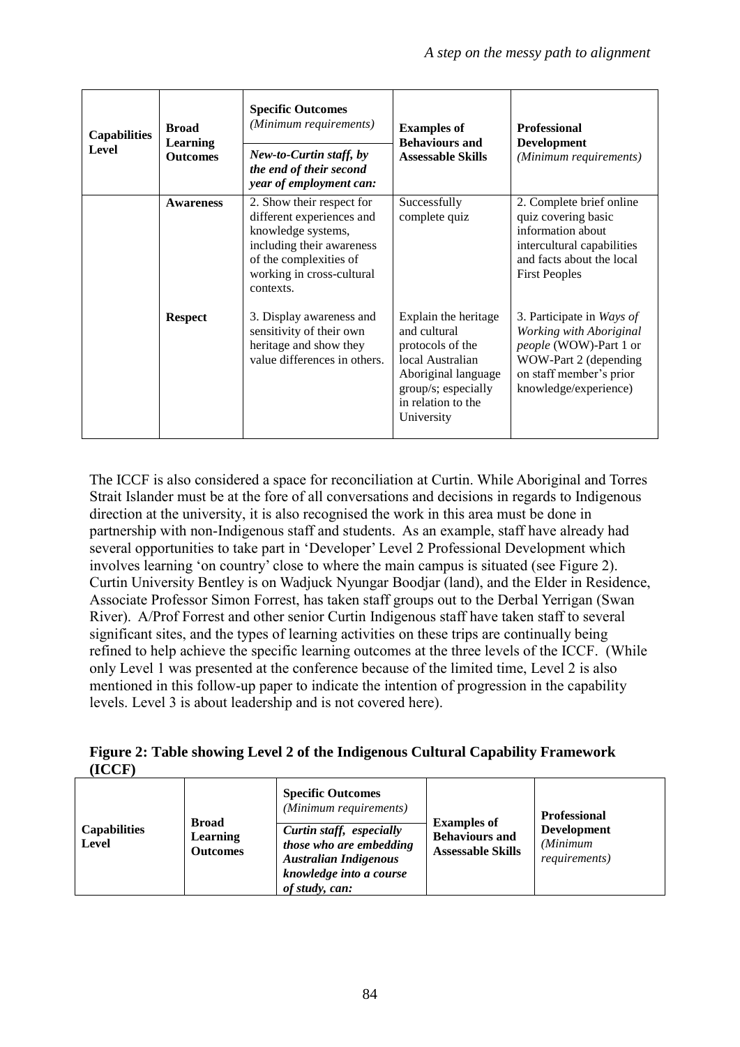| Capabilities Level | Broad Learning Outcomes | Specific Outcomes *(Minimum requirements)* ***New-to-Curtin staff, by the end of their second year of employment can:*** | Examples of Behaviours and Assessable Skills | Professional Development *(Minimum requirements)* |
|---|---|---|---|---|
| | **Awareness** | 2. Show their respect for different experiences and knowledge systems, including their awareness of the complexities of working in cross-cultural contexts. | Successfully complete quiz | 2. Complete brief online quiz covering basic information about intercultural capabilities and facts about the local First Peoples |
| | **Respect** | 3. Display awareness and sensitivity of their own heritage and show they value differences in others. | Explain the heritage and cultural protocols of the local Australian Aboriginal language group/s; especially in relation to the University | 3. Participate in *Ways of Working with Aboriginal people* (WOW)-Part 1 or WOW-Part 2 (depending on staff member's prior knowledge/experience) |

The ICCF is also considered a space for reconciliation at Curtin. While Aboriginal and Torres Strait Islander must be at the fore of all conversations and decisions in regards to Indigenous direction at the university, it is also recognised the work in this area must be done in partnership with non-Indigenous staff and students. As an example, staff have already had several opportunities to take part in 'Developer' Level 2 Professional Development which involves learning 'on country' close to where the main campus is situated (see Figure 2). Curtin University Bentley is on Wadjuck Nyungar Boodjar (land), and the Elder in Residence, Associate Professor Simon Forrest, has taken staff groups out to the Derbal Yerrigan (Swan River). A/Prof Forrest and other senior Curtin Indigenous staff have taken staff to several significant sites, and the types of learning activities on these trips are continually being refined to help achieve the specific learning outcomes at the three levels of the ICCF. (While only Level 1 was presented at the conference because of the limited time, Level 2 is also mentioned in this follow-up paper to indicate the intention of progression in the capability levels. Level 3 is about leadership and is not covered here).

**Figure 2: Table showing Level 2 of the Indigenous Cultural Capability Framework (ICCF)**

| Capabilities Level | Broad Learning Outcomes | Specific Outcomes *(Minimum requirements)* ***Curtin staff, especially those who are embedding Australian Indigenous knowledge into a course of study, can:*** | Examples of Behaviours and Assessable Skills | Professional Development *(Minimum requirements)* |
|---|---|---|---|---|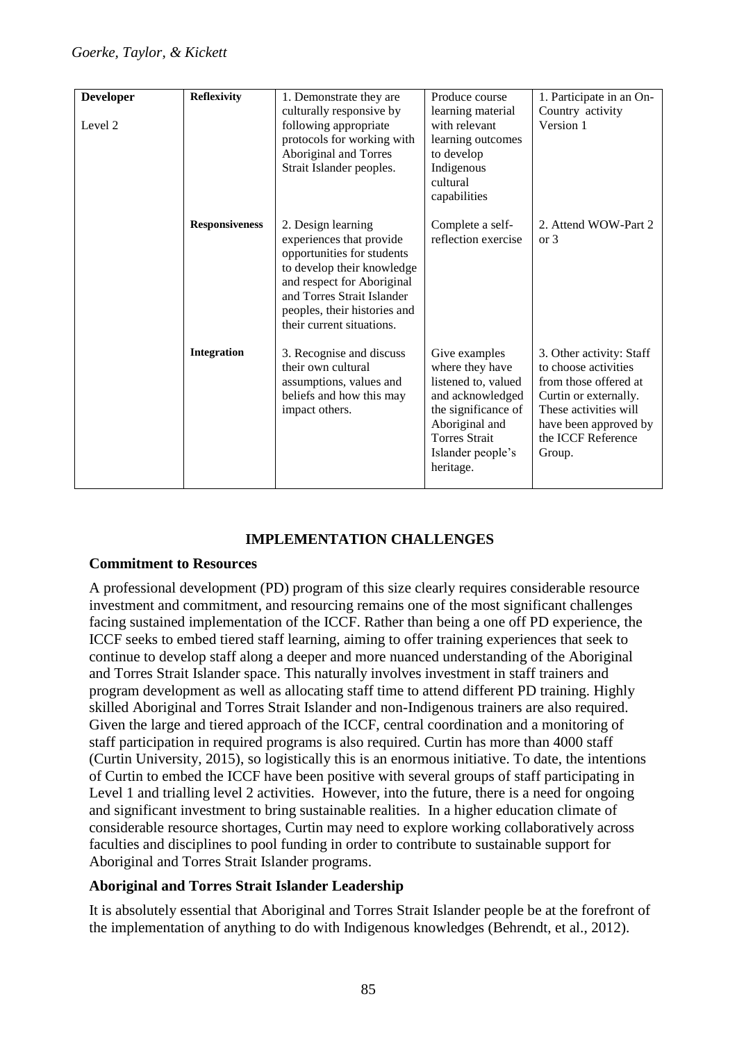| **Developer**<br><br>Level 2 | **Reflexivity** | 1. Demonstrate they are culturally responsive by following appropriate protocols for working with Aboriginal and Torres Strait Islander peoples. | Produce course learning material with relevant learning outcomes to develop Indigenous cultural capabilities | 1. Participate in an On-Country activity Version 1 |
|---|---|---|---|---|
| | **Responsiveness** | 2. Design learning experiences that provide opportunities for students to develop their knowledge and respect for Aboriginal and Torres Strait Islander peoples, their histories and their current situations. | Complete a self-reflection exercise | 2. Attend WOW-Part 2 or 3 |
| | **Integration** | 3. Recognise and discuss their own cultural assumptions, values and beliefs and how this may impact others. | Give examples where they have listened to, valued and acknowledged the significance of Aboriginal and Torres Strait Islander people's heritage. | 3. Other activity: Staff to choose activities from those offered at Curtin or externally. These activities will have been approved by the ICCF Reference Group. |

## IMPLEMENTATION CHALLENGES

### Commitment to Resources

A professional development (PD) program of this size clearly requires considerable resource investment and commitment, and resourcing remains one of the most significant challenges facing sustained implementation of the ICCF. Rather than being a one off PD experience, the ICCF seeks to embed tiered staff learning, aiming to offer training experiences that seek to continue to develop staff along a deeper and more nuanced understanding of the Aboriginal and Torres Strait Islander space. This naturally involves investment in staff trainers and program development as well as allocating staff time to attend different PD training. Highly skilled Aboriginal and Torres Strait Islander and non-Indigenous trainers are also required. Given the large and tiered approach of the ICCF, central coordination and a monitoring of staff participation in required programs is also required. Curtin has more than 4000 staff (Curtin University, 2015), so logistically this is an enormous initiative. To date, the intentions of Curtin to embed the ICCF have been positive with several groups of staff participating in Level 1 and trialling level 2 activities. However, into the future, there is a need for ongoing and significant investment to bring sustainable realities. In a higher education climate of considerable resource shortages, Curtin may need to explore working collaboratively across faculties and disciplines to pool funding in order to contribute to sustainable support for Aboriginal and Torres Strait Islander programs.

### Aboriginal and Torres Strait Islander Leadership

It is absolutely essential that Aboriginal and Torres Strait Islander people be at the forefront of the implementation of anything to do with Indigenous knowledges (Behrendt, et al., 2012).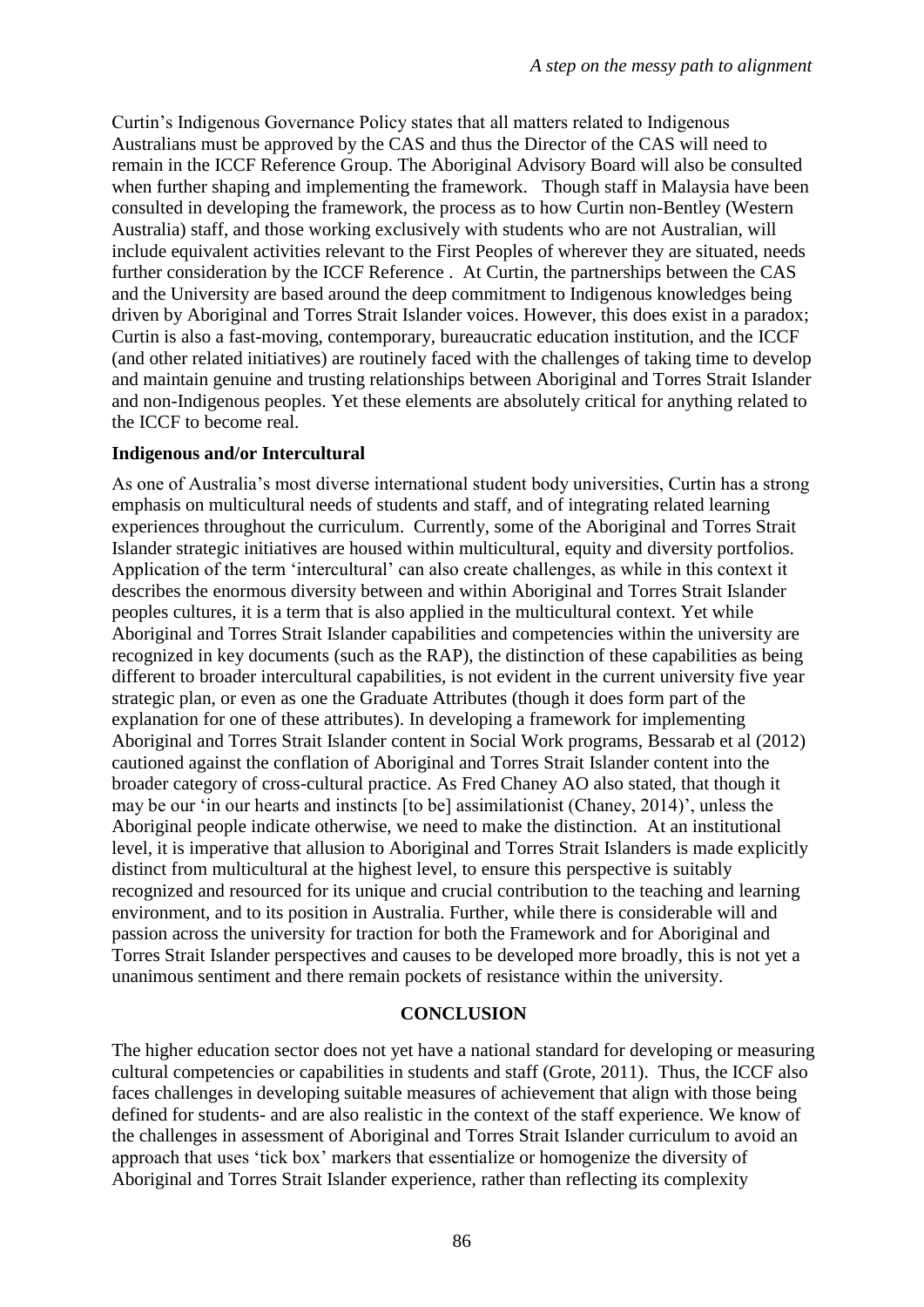Curtin's Indigenous Governance Policy states that all matters related to Indigenous Australians must be approved by the CAS and thus the Director of the CAS will need to remain in the ICCF Reference Group. The Aboriginal Advisory Board will also be consulted when further shaping and implementing the framework. Though staff in Malaysia have been consulted in developing the framework, the process as to how Curtin non-Bentley (Western Australia) staff, and those working exclusively with students who are not Australian, will include equivalent activities relevant to the First Peoples of wherever they are situated, needs further consideration by the ICCF Reference . At Curtin, the partnerships between the CAS and the University are based around the deep commitment to Indigenous knowledges being driven by Aboriginal and Torres Strait Islander voices. However, this does exist in a paradox; Curtin is also a fast-moving, contemporary, bureaucratic education institution, and the ICCF (and other related initiatives) are routinely faced with the challenges of taking time to develop and maintain genuine and trusting relationships between Aboriginal and Torres Strait Islander and non-Indigenous peoples. Yet these elements are absolutely critical for anything related to the ICCF to become real.

**Indigenous and/or Intercultural**

As one of Australia's most diverse international student body universities, Curtin has a strong emphasis on multicultural needs of students and staff, and of integrating related learning experiences throughout the curriculum. Currently, some of the Aboriginal and Torres Strait Islander strategic initiatives are housed within multicultural, equity and diversity portfolios. Application of the term 'intercultural' can also create challenges, as while in this context it describes the enormous diversity between and within Aboriginal and Torres Strait Islander peoples cultures, it is a term that is also applied in the multicultural context. Yet while Aboriginal and Torres Strait Islander capabilities and competencies within the university are recognized in key documents (such as the RAP), the distinction of these capabilities as being different to broader intercultural capabilities, is not evident in the current university five year strategic plan, or even as one the Graduate Attributes (though it does form part of the explanation for one of these attributes). In developing a framework for implementing Aboriginal and Torres Strait Islander content in Social Work programs, Bessarab et al (2012) cautioned against the conflation of Aboriginal and Torres Strait Islander content into the broader category of cross-cultural practice. As Fred Chaney AO also stated, that though it may be our 'in our hearts and instincts [to be] assimilationist (Chaney, 2014)', unless the Aboriginal people indicate otherwise, we need to make the distinction. At an institutional level, it is imperative that allusion to Aboriginal and Torres Strait Islanders is made explicitly distinct from multicultural at the highest level, to ensure this perspective is suitably recognized and resourced for its unique and crucial contribution to the teaching and learning environment, and to its position in Australia. Further, while there is considerable will and passion across the university for traction for both the Framework and for Aboriginal and Torres Strait Islander perspectives and causes to be developed more broadly, this is not yet a unanimous sentiment and there remain pockets of resistance within the university.

## CONCLUSION

The higher education sector does not yet have a national standard for developing or measuring cultural competencies or capabilities in students and staff (Grote, 2011). Thus, the ICCF also faces challenges in developing suitable measures of achievement that align with those being defined for students- and are also realistic in the context of the staff experience. We know of the challenges in assessment of Aboriginal and Torres Strait Islander curriculum to avoid an approach that uses 'tick box' markers that essentialize or homogenize the diversity of Aboriginal and Torres Strait Islander experience, rather than reflecting its complexity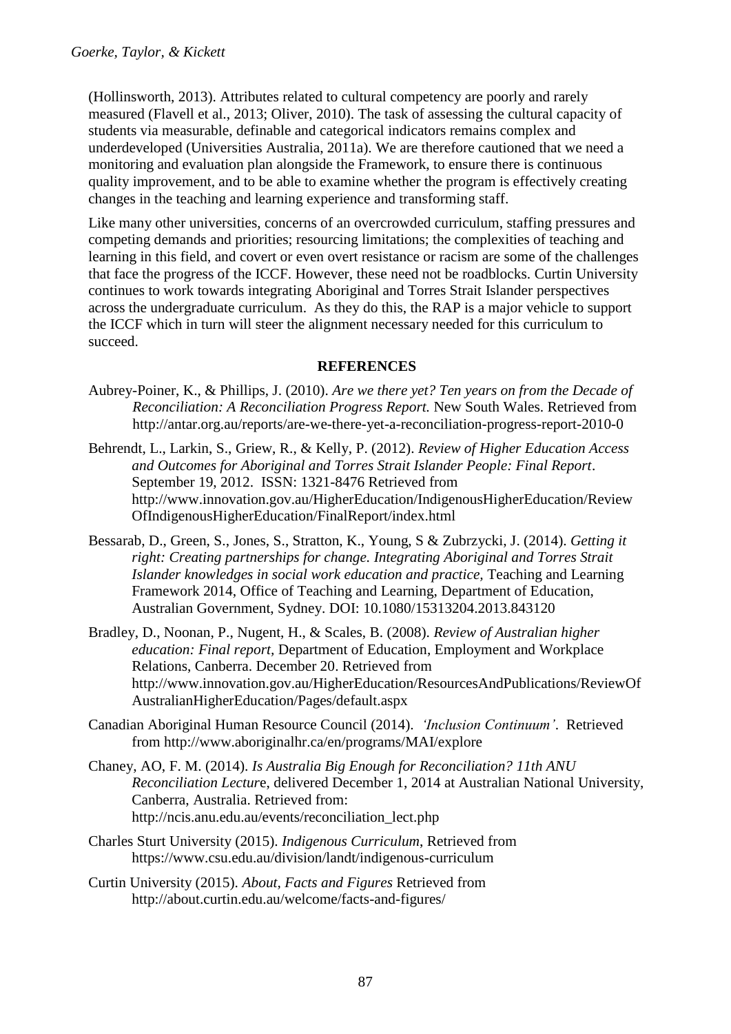(Hollinsworth, 2013). Attributes related to cultural competency are poorly and rarely measured (Flavell et al., 2013; Oliver, 2010). The task of assessing the cultural capacity of students via measurable, definable and categorical indicators remains complex and underdeveloped (Universities Australia, 2011a). We are therefore cautioned that we need a monitoring and evaluation plan alongside the Framework, to ensure there is continuous quality improvement, and to be able to examine whether the program is effectively creating changes in the teaching and learning experience and transforming staff.

Like many other universities, concerns of an overcrowded curriculum, staffing pressures and competing demands and priorities; resourcing limitations; the complexities of teaching and learning in this field, and covert or even overt resistance or racism are some of the challenges that face the progress of the ICCF. However, these need not be roadblocks. Curtin University continues to work towards integrating Aboriginal and Torres Strait Islander perspectives across the undergraduate curriculum. As they do this, the RAP is a major vehicle to support the ICCF which in turn will steer the alignment necessary needed for this curriculum to succeed.

## REFERENCES

Aubrey-Poiner, K., & Phillips, J. (2010). *Are we there yet? Ten years on from the Decade of Reconciliation: A Reconciliation Progress Report.* New South Wales. Retrieved from http://antar.org.au/reports/are-we-there-yet-a-reconciliation-progress-report-2010-0

Behrendt, L., Larkin, S., Griew, R., & Kelly, P. (2012). *Review of Higher Education Access and Outcomes for Aboriginal and Torres Strait Islander People: Final Report*. September 19, 2012. ISSN: 1321-8476 Retrieved from http://www.innovation.gov.au/HigherEducation/IndigenousHigherEducation/ReviewOfIndigenousHigherEducation/FinalReport/index.html

Bessarab, D., Green, S., Jones, S., Stratton, K., Young, S & Zubrzycki, J. (2014). *Getting it right: Creating partnerships for change. Integrating Aboriginal and Torres Strait Islander knowledges in social work education and practice*, Teaching and Learning Framework 2014, Office of Teaching and Learning, Department of Education, Australian Government, Sydney. DOI: 10.1080/15313204.2013.843120

Bradley, D., Noonan, P., Nugent, H., & Scales, B. (2008). *Review of Australian higher education: Final report*, Department of Education, Employment and Workplace Relations, Canberra. December 20. Retrieved from http://www.innovation.gov.au/HigherEducation/ResourcesAndPublications/ReviewOfAustralianHigherEducation/Pages/default.aspx

Canadian Aboriginal Human Resource Council (2014). *'Inclusion Continuum'*. Retrieved from http://www.aboriginalhr.ca/en/programs/MAI/explore

Chaney, AO, F. M. (2014). *Is Australia Big Enough for Reconciliation? 11th ANU Reconciliation Lecture*, delivered December 1, 2014 at Australian National University, Canberra, Australia. Retrieved from: http://ncis.anu.edu.au/events/reconciliation_lect.php

Charles Sturt University (2015). *Indigenous Curriculum*, Retrieved from https://www.csu.edu.au/division/landt/indigenous-curriculum

Curtin University (2015). *About, Facts and Figures* Retrieved from http://about.curtin.edu.au/welcome/facts-and-figures/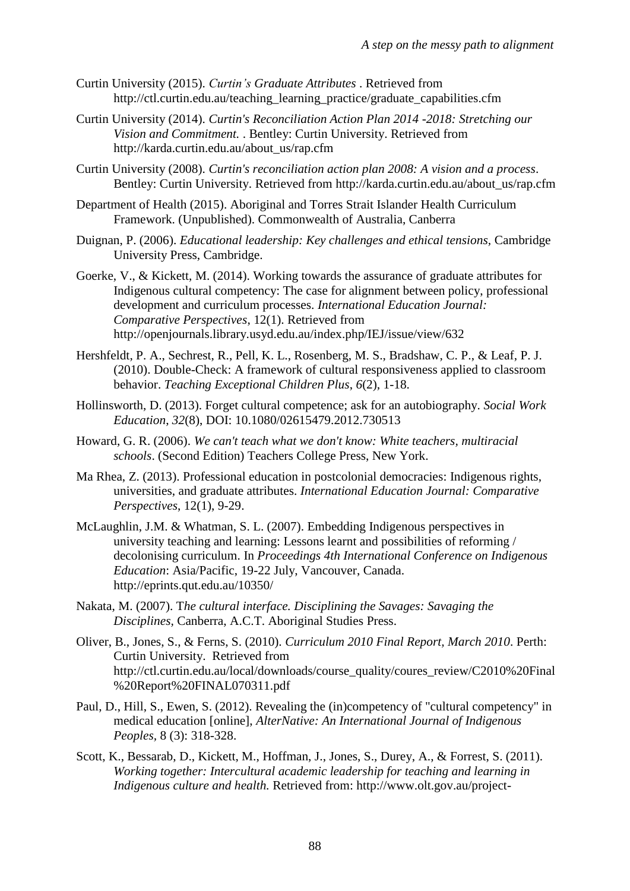Curtin University (2015). *Curtin's Graduate Attributes* . Retrieved from http://ctl.curtin.edu.au/teaching_learning_practice/graduate_capabilities.cfm

Curtin University (2014). *Curtin's Reconciliation Action Plan 2014 -2018: Stretching our Vision and Commitment.* . Bentley: Curtin University. Retrieved from http://karda.curtin.edu.au/about_us/rap.cfm

Curtin University (2008). *Curtin's reconciliation action plan 2008: A vision and a process*. Bentley: Curtin University. Retrieved from http://karda.curtin.edu.au/about_us/rap.cfm

Department of Health (2015). Aboriginal and Torres Strait Islander Health Curriculum Framework. (Unpublished). Commonwealth of Australia, Canberra

Duignan, P. (2006). *Educational leadership: Key challenges and ethical tensions,* Cambridge University Press, Cambridge.

Goerke, V., & Kickett, M. (2014). Working towards the assurance of graduate attributes for Indigenous cultural competency: The case for alignment between policy, professional development and curriculum processes. *International Education Journal: Comparative Perspectives*, 12(1). Retrieved from http://openjournals.library.usyd.edu.au/index.php/IEJ/issue/view/632

Hershfeldt, P. A., Sechrest, R., Pell, K. L., Rosenberg, M. S., Bradshaw, C. P., & Leaf, P. J. (2010). Double-Check: A framework of cultural responsiveness applied to classroom behavior. *Teaching Exceptional Children Plus*, *6*(2), 1-18.

Hollinsworth, D. (2013). Forget cultural competence; ask for an autobiography. *Social Work Education*, *32*(8), DOI: 10.1080/02615479.2012.730513

Howard, G. R. (2006). *We can't teach what we don't know: White teachers, multiracial schools*. (Second Edition) Teachers College Press, New York.

Ma Rhea, Z. (2013). Professional education in postcolonial democracies: Indigenous rights, universities, and graduate attributes. *International Education Journal: Comparative Perspectives*, 12(1), 9-29.

McLaughlin, J.M. & Whatman, S. L. (2007). Embedding Indigenous perspectives in university teaching and learning: Lessons learnt and possibilities of reforming / decolonising curriculum. In *Proceedings 4th International Conference on Indigenous Education*: Asia/Pacific, 19-22 July, Vancouver, Canada. http://eprints.qut.edu.au/10350/

Nakata, M. (2007). T*he cultural interface. Disciplining the Savages: Savaging the Disciplines,* Canberra, A.C.T. Aboriginal Studies Press.

Oliver, B., Jones, S., & Ferns, S. (2010). *Curriculum 2010 Final Report, March 2010*. Perth: Curtin University. Retrieved from http://ctl.curtin.edu.au/local/downloads/course_quality/coures_review/C2010%20Final%20Report%20FINAL070311.pdf

Paul, D., Hill, S., Ewen, S. (2012). Revealing the (in)competency of "cultural competency" in medical education [online], *AlterNative: An International Journal of Indigenous Peoples,* 8 (3): 318-328.

Scott, K., Bessarab, D., Kickett, M., Hoffman, J., Jones, S., Durey, A., & Forrest, S. (2011). *Working together: Intercultural academic leadership for teaching and learning in Indigenous culture and health.* Retrieved from: http://www.olt.gov.au/project-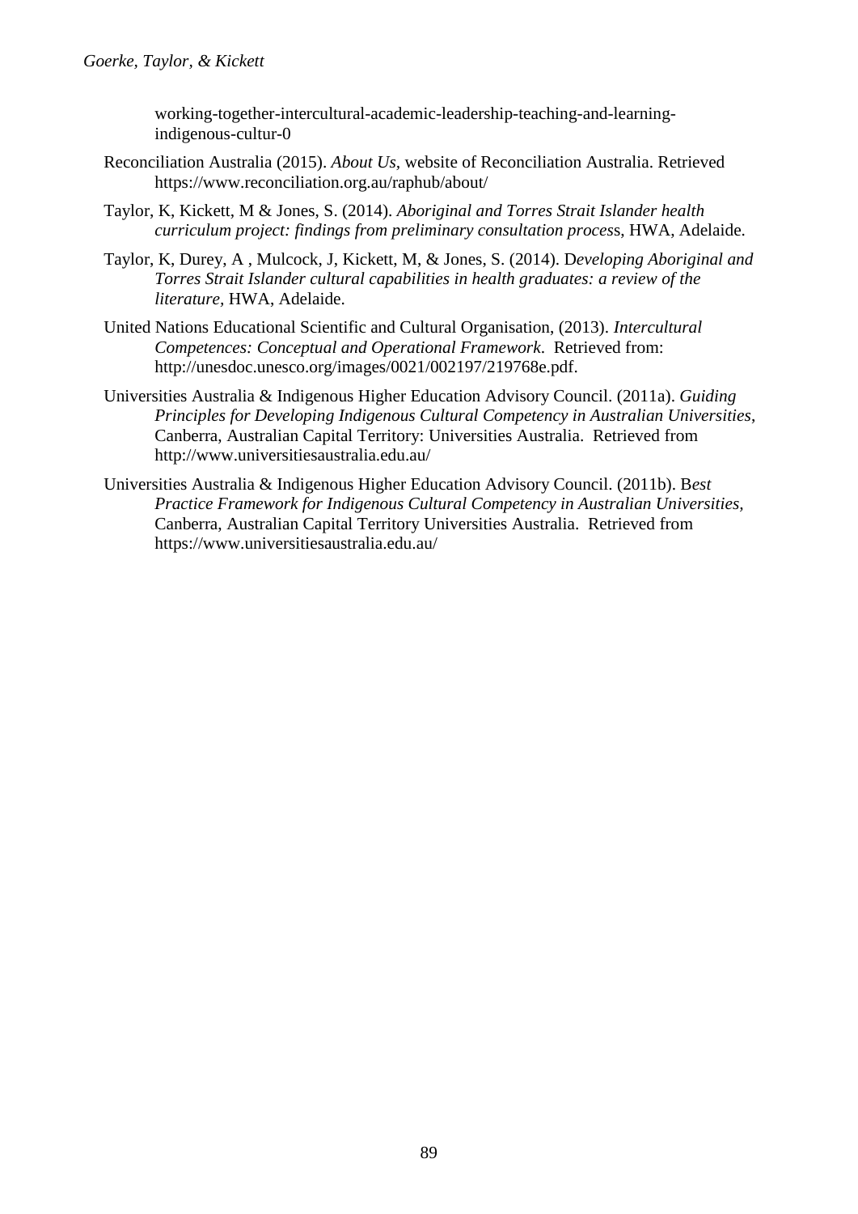working-together-intercultural-academic-leadership-teaching-and-learning-indigenous-cultur-0

Reconciliation Australia (2015). *About Us*, website of Reconciliation Australia. Retrieved https://www.reconciliation.org.au/raphub/about/

Taylor, K, Kickett, M & Jones, S. (2014). *Aboriginal and Torres Strait Islander health curriculum project: findings from preliminary consultation proces*s, HWA, Adelaide.

Taylor, K, Durey, A , Mulcock, J, Kickett, M, & Jones, S. (2014). D*eveloping Aboriginal and Torres Strait Islander cultural capabilities in health graduates: a review of the literature*, HWA, Adelaide.

United Nations Educational Scientific and Cultural Organisation, (2013). *Intercultural Competences: Conceptual and Operational Framework*. Retrieved from: http://unesdoc.unesco.org/images/0021/002197/219768e.pdf.

Universities Australia & Indigenous Higher Education Advisory Council. (2011a). *Guiding Principles for Developing Indigenous Cultural Competency in Australian Universities*, Canberra, Australian Capital Territory: Universities Australia. Retrieved from http://www.universitiesaustralia.edu.au/

Universities Australia & Indigenous Higher Education Advisory Council. (2011b). B*est Practice Framework for Indigenous Cultural Competency in Australian Universities*, Canberra, Australian Capital Territory Universities Australia. Retrieved from https://www.universitiesaustralia.edu.au/